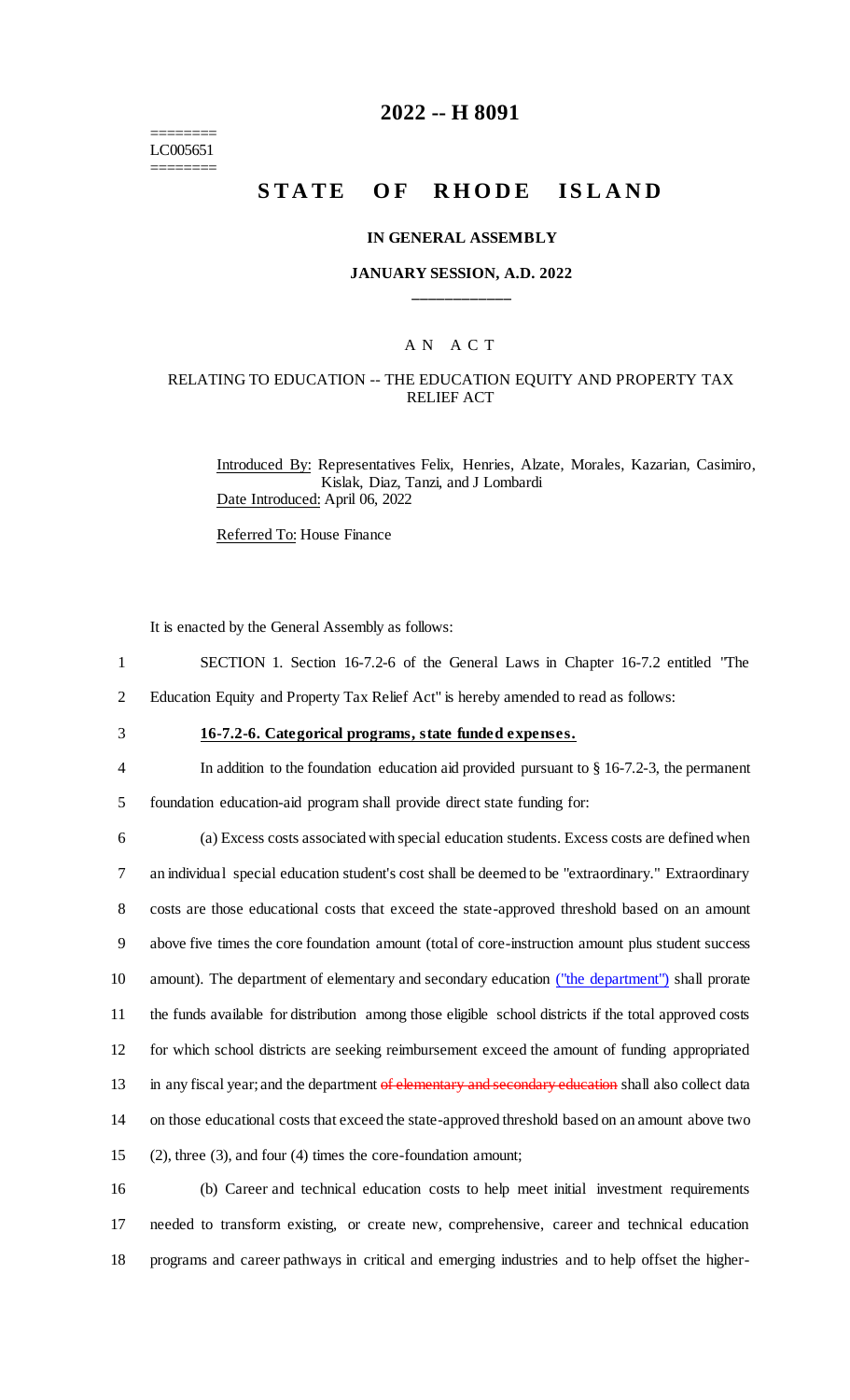========
LC005651
========

# 2022 -- H 8091

# STATE OF RHODE ISLAND

### IN GENERAL ASSEMBLY

### JANUARY SESSION, A.D. 2022

---

A N A C T

RELATING TO EDUCATION -- THE EDUCATION EQUITY AND PROPERTY TAX RELIEF ACT

Introduced By: Representatives Felix, Henries, Alzate, Morales, Kazarian, Casimiro, Kislak, Diaz, Tanzi, and J Lombardi

Date Introduced: April 06, 2022

Referred To: House Finance

It is enacted by the General Assembly as follows:

1 SECTION 1. Section 16-7.2-6 of the General Laws in Chapter 16-7.2 entitled "The
2 Education Equity and Property Tax Relief Act" is hereby amended to read as follows:

3 **16-7.2-6. Categorical programs, state funded expenses.**

4 In addition to the foundation education aid provided pursuant to § 16-7.2-3, the permanent
5 foundation education-aid program shall provide direct state funding for:

6 (a) Excess costs associated with special education students. Excess costs are defined when
7 an individual special education student's cost shall be deemed to be "extraordinary." Extraordinary
8 costs are those educational costs that exceed the state-approved threshold based on an amount
9 above five times the core foundation amount (total of core-instruction amount plus student success
10 amount). The department of elementary and secondary education ("the department") shall prorate
11 the funds available for distribution among those eligible school districts if the total approved costs
12 for which school districts are seeking reimbursement exceed the amount of funding appropriated
13 in any fiscal year; and the department ~~of elementary and secondary education~~ shall also collect data
14 on those educational costs that exceed the state-approved threshold based on an amount above two
15 (2), three (3), and four (4) times the core-foundation amount;

16 (b) Career and technical education costs to help meet initial investment requirements
17 needed to transform existing, or create new, comprehensive, career and technical education
18 programs and career pathways in critical and emerging industries and to help offset the higher-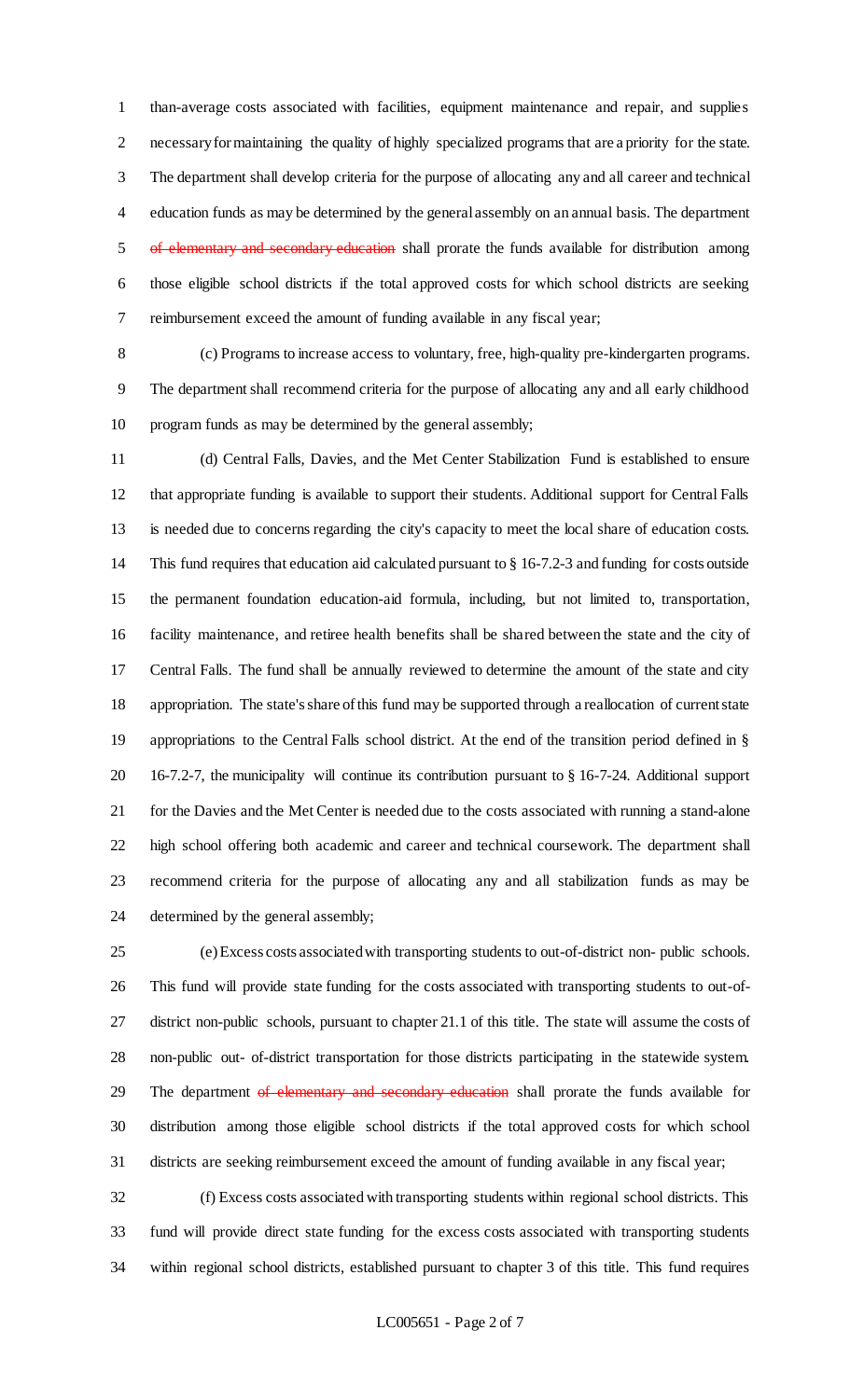than-average costs associated with facilities, equipment maintenance and repair, and supplies necessary for maintaining the quality of highly specialized programs that are a priority for the state. The department shall develop criteria for the purpose of allocating any and all career and technical education funds as may be determined by the general assembly on an annual basis. The department ~~of elementary and secondary education~~ shall prorate the funds available for distribution among those eligible school districts if the total approved costs for which school districts are seeking reimbursement exceed the amount of funding available in any fiscal year;

(c) Programs to increase access to voluntary, free, high-quality pre-kindergarten programs. The department shall recommend criteria for the purpose of allocating any and all early childhood program funds as may be determined by the general assembly;

(d) Central Falls, Davies, and the Met Center Stabilization Fund is established to ensure that appropriate funding is available to support their students. Additional support for Central Falls is needed due to concerns regarding the city's capacity to meet the local share of education costs. This fund requires that education aid calculated pursuant to § 16-7.2-3 and funding for costs outside the permanent foundation education-aid formula, including, but not limited to, transportation, facility maintenance, and retiree health benefits shall be shared between the state and the city of Central Falls. The fund shall be annually reviewed to determine the amount of the state and city appropriation. The state's share of this fund may be supported through a reallocation of current state appropriations to the Central Falls school district. At the end of the transition period defined in § 16-7.2-7, the municipality will continue its contribution pursuant to § 16-7-24. Additional support for the Davies and the Met Center is needed due to the costs associated with running a stand-alone high school offering both academic and career and technical coursework. The department shall recommend criteria for the purpose of allocating any and all stabilization funds as may be determined by the general assembly;

(e) Excess costs associated with transporting students to out-of-district non- public schools. This fund will provide state funding for the costs associated with transporting students to out-of-district non-public schools, pursuant to chapter 21.1 of this title. The state will assume the costs of non-public out- of-district transportation for those districts participating in the statewide system. The department ~~of elementary and secondary education~~ shall prorate the funds available for distribution among those eligible school districts if the total approved costs for which school districts are seeking reimbursement exceed the amount of funding available in any fiscal year;

(f) Excess costs associated with transporting students within regional school districts. This fund will provide direct state funding for the excess costs associated with transporting students within regional school districts, established pursuant to chapter 3 of this title. This fund requires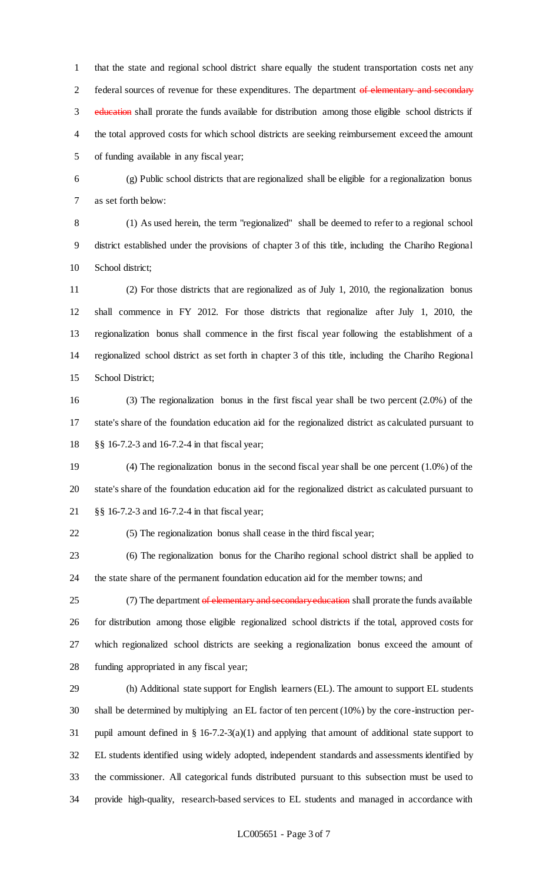that the state and regional school district share equally the student transportation costs net any federal sources of revenue for these expenditures. The department ~~of elementary and secondary education~~ shall prorate the funds available for distribution among those eligible school districts if the total approved costs for which school districts are seeking reimbursement exceed the amount of funding available in any fiscal year;

(g) Public school districts that are regionalized shall be eligible for a regionalization bonus as set forth below:

(1) As used herein, the term "regionalized" shall be deemed to refer to a regional school district established under the provisions of chapter 3 of this title, including the Chariho Regional School district;

(2) For those districts that are regionalized as of July 1, 2010, the regionalization bonus shall commence in FY 2012. For those districts that regionalize after July 1, 2010, the regionalization bonus shall commence in the first fiscal year following the establishment of a regionalized school district as set forth in chapter 3 of this title, including the Chariho Regional School District;

(3) The regionalization bonus in the first fiscal year shall be two percent (2.0%) of the state's share of the foundation education aid for the regionalized district as calculated pursuant to §§ 16-7.2-3 and 16-7.2-4 in that fiscal year;

(4) The regionalization bonus in the second fiscal year shall be one percent (1.0%) of the state's share of the foundation education aid for the regionalized district as calculated pursuant to §§ 16-7.2-3 and 16-7.2-4 in that fiscal year;

(5) The regionalization bonus shall cease in the third fiscal year;

(6) The regionalization bonus for the Chariho regional school district shall be applied to the state share of the permanent foundation education aid for the member towns; and

(7) The department ~~of elementary and secondary education~~ shall prorate the funds available for distribution among those eligible regionalized school districts if the total, approved costs for which regionalized school districts are seeking a regionalization bonus exceed the amount of funding appropriated in any fiscal year;

(h) Additional state support for English learners (EL). The amount to support EL students shall be determined by multiplying an EL factor of ten percent (10%) by the core-instruction per-pupil amount defined in § 16-7.2-3(a)(1) and applying that amount of additional state support to EL students identified using widely adopted, independent standards and assessments identified by the commissioner. All categorical funds distributed pursuant to this subsection must be used to provide high-quality, research-based services to EL students and managed in accordance with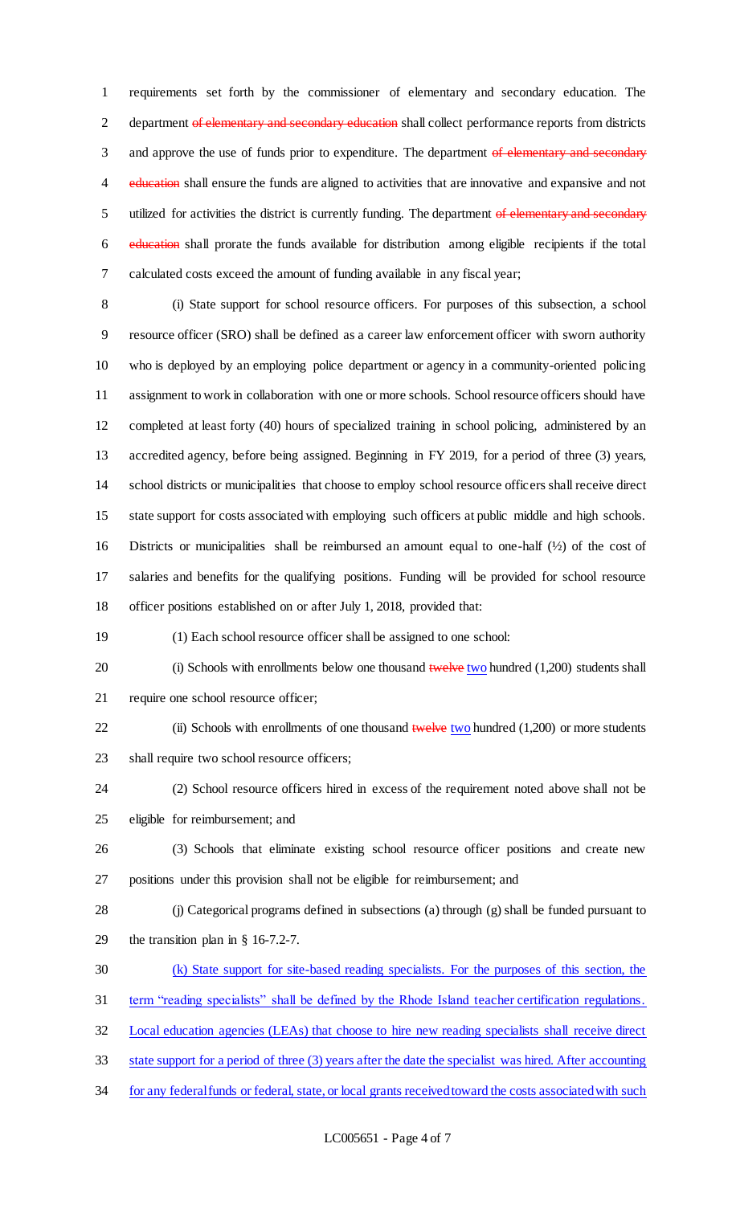requirements set forth by the commissioner of elementary and secondary education. The department ~~of elementary and secondary education~~ shall collect performance reports from districts and approve the use of funds prior to expenditure. The department ~~of elementary and secondary education~~ shall ensure the funds are aligned to activities that are innovative and expansive and not utilized for activities the district is currently funding. The department ~~of elementary and secondary education~~ shall prorate the funds available for distribution among eligible recipients if the total calculated costs exceed the amount of funding available in any fiscal year;

(i) State support for school resource officers. For purposes of this subsection, a school resource officer (SRO) shall be defined as a career law enforcement officer with sworn authority who is deployed by an employing police department or agency in a community-oriented policing assignment to work in collaboration with one or more schools. School resource officers should have completed at least forty (40) hours of specialized training in school policing, administered by an accredited agency, before being assigned. Beginning in FY 2019, for a period of three (3) years, school districts or municipalities that choose to employ school resource officers shall receive direct state support for costs associated with employing such officers at public middle and high schools. Districts or municipalities shall be reimbursed an amount equal to one-half (½) of the cost of salaries and benefits for the qualifying positions. Funding will be provided for school resource officer positions established on or after July 1, 2018, provided that:

(1) Each school resource officer shall be assigned to one school:

(i) Schools with enrollments below one thousand ~~twelve~~ two hundred (1,200) students shall require one school resource officer;

(ii) Schools with enrollments of one thousand ~~twelve~~ two hundred (1,200) or more students shall require two school resource officers;

(2) School resource officers hired in excess of the requirement noted above shall not be eligible for reimbursement; and

(3) Schools that eliminate existing school resource officer positions and create new positions under this provision shall not be eligible for reimbursement; and

(j) Categorical programs defined in subsections (a) through (g) shall be funded pursuant to the transition plan in § 16-7.2-7.

(k) State support for site-based reading specialists. For the purposes of this section, the term "reading specialists" shall be defined by the Rhode Island teacher certification regulations. Local education agencies (LEAs) that choose to hire new reading specialists shall receive direct state support for a period of three (3) years after the date the specialist was hired. After accounting for any federal funds or federal, state, or local grants received toward the costs associated with such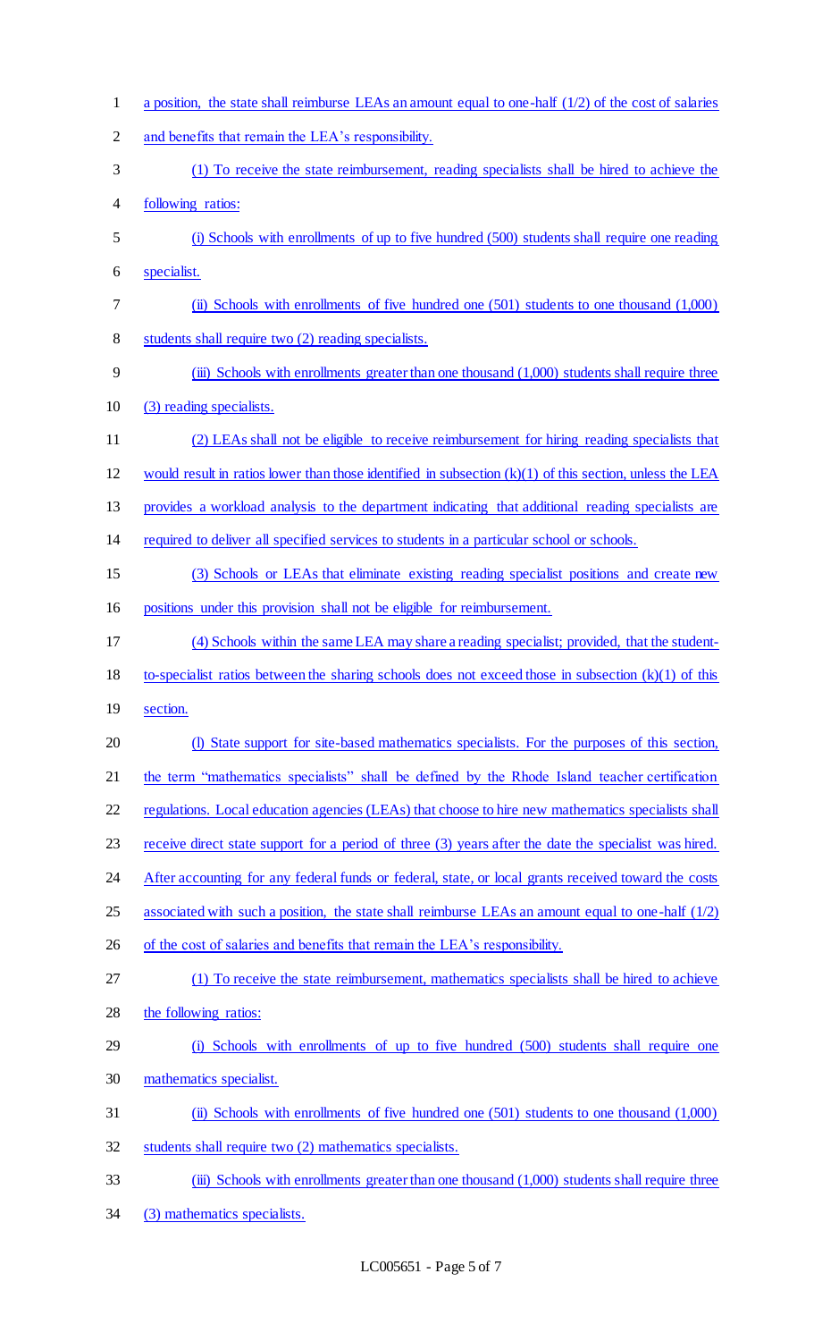a position, the state shall reimburse LEAs an amount equal to one-half (1/2) of the cost of salaries and benefits that remain the LEA's responsibility.

(1) To receive the state reimbursement, reading specialists shall be hired to achieve the following ratios:

(i) Schools with enrollments of up to five hundred (500) students shall require one reading specialist.

(ii) Schools with enrollments of five hundred one (501) students to one thousand (1,000) students shall require two (2) reading specialists.

(iii) Schools with enrollments greater than one thousand (1,000) students shall require three (3) reading specialists.

(2) LEAs shall not be eligible to receive reimbursement for hiring reading specialists that would result in ratios lower than those identified in subsection (k)(1) of this section, unless the LEA provides a workload analysis to the department indicating that additional reading specialists are required to deliver all specified services to students in a particular school or schools.

(3) Schools or LEAs that eliminate existing reading specialist positions and create new positions under this provision shall not be eligible for reimbursement.

(4) Schools within the same LEA may share a reading specialist; provided, that the student-to-specialist ratios between the sharing schools does not exceed those in subsection (k)(1) of this section.

(l) State support for site-based mathematics specialists. For the purposes of this section, the term "mathematics specialists" shall be defined by the Rhode Island teacher certification regulations. Local education agencies (LEAs) that choose to hire new mathematics specialists shall receive direct state support for a period of three (3) years after the date the specialist was hired. After accounting for any federal funds or federal, state, or local grants received toward the costs associated with such a position, the state shall reimburse LEAs an amount equal to one-half (1/2) of the cost of salaries and benefits that remain the LEA's responsibility.

(1) To receive the state reimbursement, mathematics specialists shall be hired to achieve the following ratios:

(i) Schools with enrollments of up to five hundred (500) students shall require one mathematics specialist.

(ii) Schools with enrollments of five hundred one (501) students to one thousand (1,000) students shall require two (2) mathematics specialists.

(iii) Schools with enrollments greater than one thousand (1,000) students shall require three (3) mathematics specialists.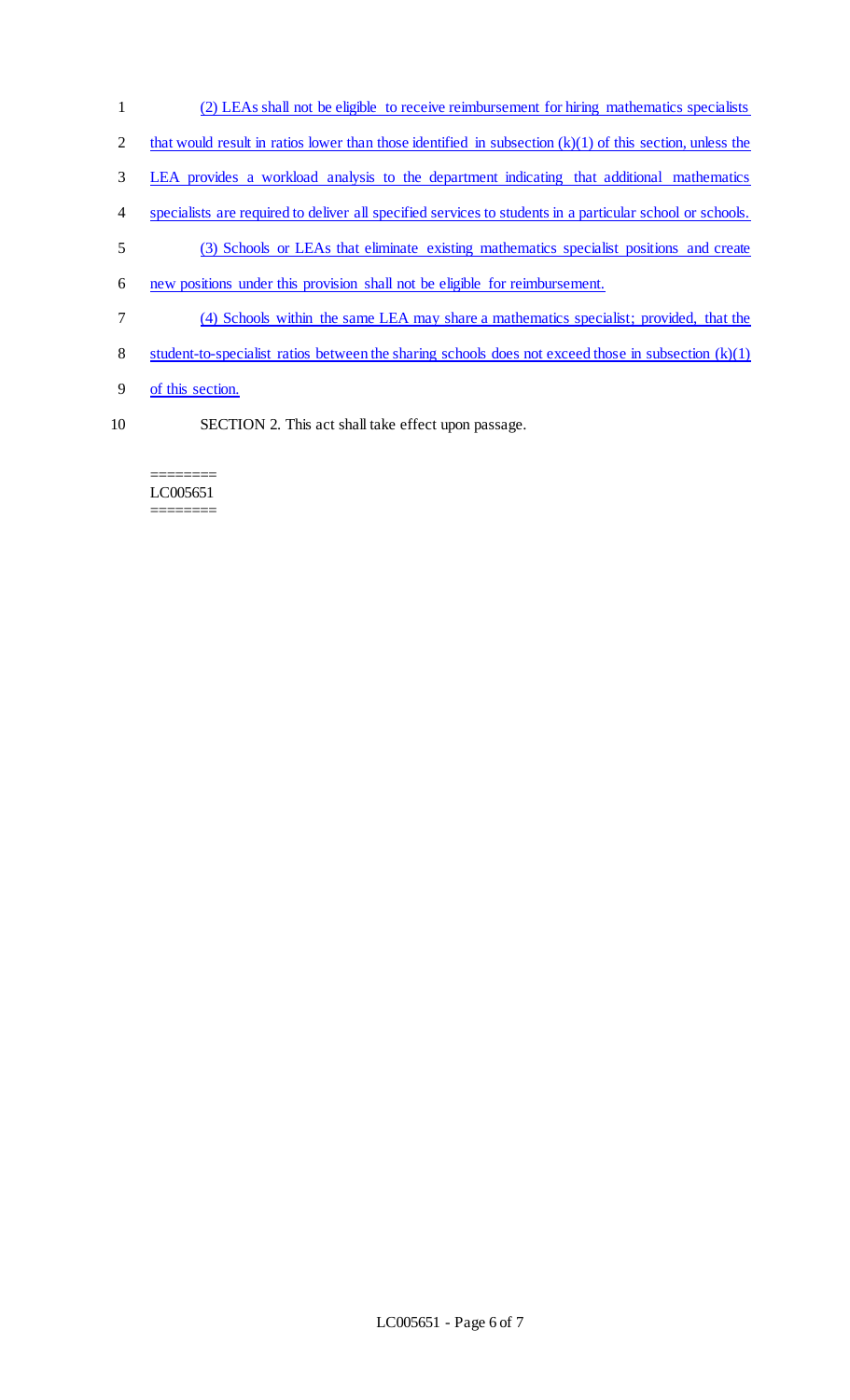(2) LEAs shall not be eligible to receive reimbursement for hiring mathematics specialists that would result in ratios lower than those identified in subsection (k)(1) of this section, unless the LEA provides a workload analysis to the department indicating that additional mathematics specialists are required to deliver all specified services to students in a particular school or schools.

(3) Schools or LEAs that eliminate existing mathematics specialist positions and create new positions under this provision shall not be eligible for reimbursement.

(4) Schools within the same LEA may share a mathematics specialist; provided, that the student-to-specialist ratios between the sharing schools does not exceed those in subsection (k)(1) of this section.

SECTION 2. This act shall take effect upon passage.

========
LC005651
========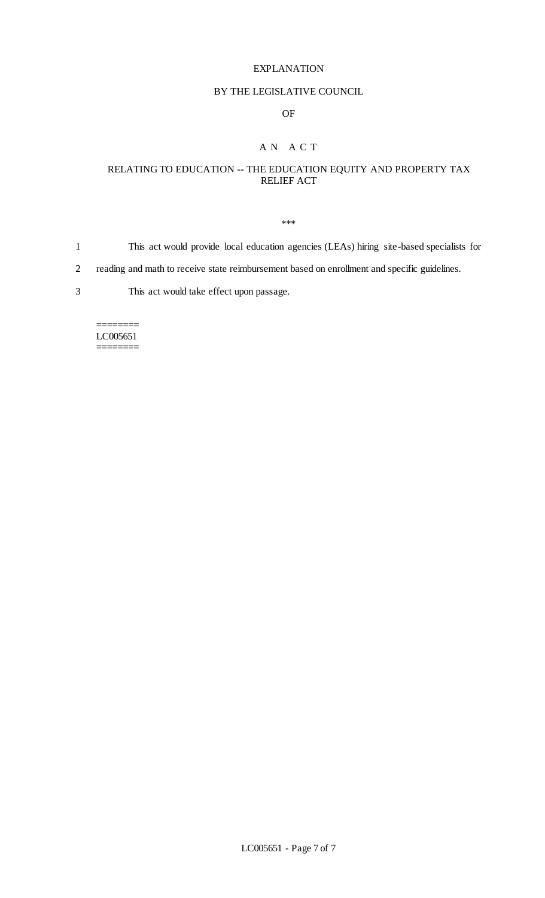EXPLANATION

BY THE LEGISLATIVE COUNCIL

OF

A N  A C T

RELATING TO EDUCATION -- THE EDUCATION EQUITY AND PROPERTY TAX RELIEF ACT

\*\*\*

1 This act would provide local education agencies (LEAs) hiring site-based specialists for

2 reading and math to receive state reimbursement based on enrollment and specific guidelines.

3 This act would take effect upon passage.

========
LC005651
========